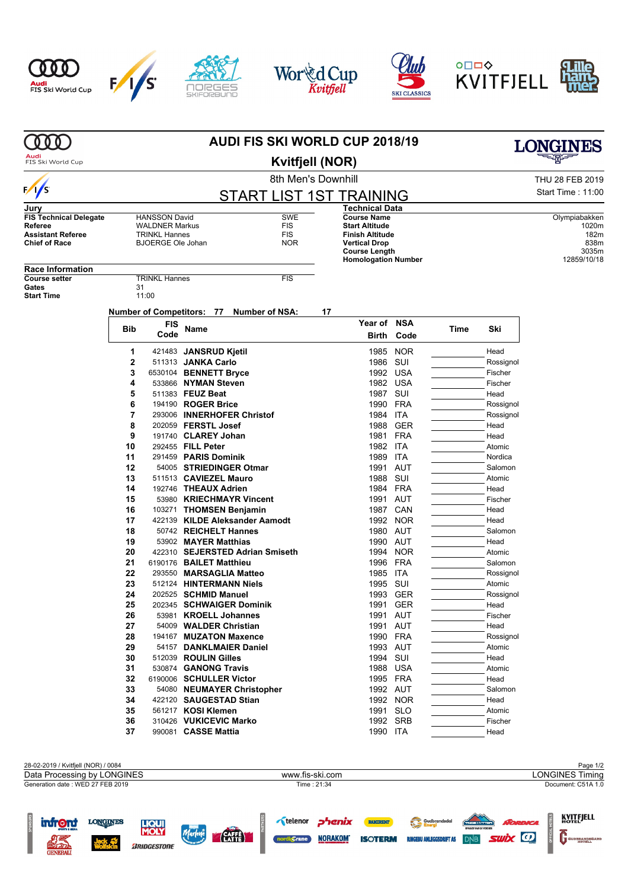# AUDI FIS SKI WORLD CUP 2018/19

## Kvitfjell (NOR)

8th Men's Downhill

THU 28 FEB 2019

Start Time : 11:00

## START LIST 1ST TRAINING

**Jury**

| | | |
|---|---|---|
| **FIS Technical Delegate** | HANSSON David | SWE |
| **Referee** | WALDNER Markus | FIS |
| **Assistant Referee** | TRINKL Hannes | FIS |
| **Chief of Race** | BJOERGE Ole Johan | NOR |

**Technical Data**

| | |
|---|---|
| **Course Name** | Olympiabakken |
| **Start Altitude** | 1020m |
| **Finish Altitude** | 182m |
| **Vertical Drop** | 838m |
| **Course Length** | 3035m |
| **Homologation Number** | 12859/10/18 |

**Race Information**

| | | |
|---|---|---|
| **Course setter** | TRINKL Hannes | FIS |
| **Gates** | 31 | |
| **Start Time** | 11:00 | |

**Number of Competitors: 77 Number of NSA: 17**

| Bib | FIS Code | Name | Year of Birth | NSA Code | Time | Ski |
|---|---|---|---|---|---|---|
| 1 | 421483 | **JANSRUD Kjetil** | 1985 | NOR | | Head |
| 2 | 511313 | **JANKA Carlo** | 1986 | SUI | | Rossignol |
| 3 | 6530104 | **BENNETT Bryce** | 1992 | USA | | Fischer |
| 4 | 533866 | **NYMAN Steven** | 1982 | USA | | Fischer |
| 5 | 511383 | **FEUZ Beat** | 1987 | SUI | | Head |
| 6 | 194190 | **ROGER Brice** | 1990 | FRA | | Rossignol |
| 7 | 293006 | **INNERHOFER Christof** | 1984 | ITA | | Rossignol |
| 8 | 202059 | **FERSTL Josef** | 1988 | GER | | Head |
| 9 | 191740 | **CLAREY Johan** | 1981 | FRA | | Head |
| 10 | 292455 | **FILL Peter** | 1982 | ITA | | Atomic |
| 11 | 291459 | **PARIS Dominik** | 1989 | ITA | | Nordica |
| 12 | 54005 | **STRIEDINGER Otmar** | 1991 | AUT | | Salomon |
| 13 | 511513 | **CAVIEZEL Mauro** | 1988 | SUI | | Atomic |
| 14 | 192746 | **THEAUX Adrien** | 1984 | FRA | | Head |
| 15 | 53980 | **KRIECHMAYR Vincent** | 1991 | AUT | | Fischer |
| 16 | 103271 | **THOMSEN Benjamin** | 1987 | CAN | | Head |
| 17 | 422139 | **KILDE Aleksander Aamodt** | 1992 | NOR | | Head |
| 18 | 50742 | **REICHELT Hannes** | 1980 | AUT | | Salomon |
| 19 | 53902 | **MAYER Matthias** | 1990 | AUT | | Head |
| 20 | 422310 | **SEJERSTED Adrian Smiseth** | 1994 | NOR | | Atomic |
| 21 | 6190176 | **BAILET Matthieu** | 1996 | FRA | | Salomon |
| 22 | 293550 | **MARSAGLIA Matteo** | 1985 | ITA | | Rossignol |
| 23 | 512124 | **HINTERMANN Niels** | 1995 | SUI | | Atomic |
| 24 | 202525 | **SCHMID Manuel** | 1993 | GER | | Rossignol |
| 25 | 202345 | **SCHWAIGER Dominik** | 1991 | GER | | Head |
| 26 | 53981 | **KROELL Johannes** | 1991 | AUT | | Fischer |
| 27 | 54009 | **WALDER Christian** | 1991 | AUT | | Head |
| 28 | 194167 | **MUZATON Maxence** | 1990 | FRA | | Rossignol |
| 29 | 54157 | **DANKLMAIER Daniel** | 1993 | AUT | | Atomic |
| 30 | 512039 | **ROULIN Gilles** | 1994 | SUI | | Head |
| 31 | 530874 | **GANONG Travis** | 1988 | USA | | Atomic |
| 32 | 6190006 | **SCHULLER Victor** | 1995 | FRA | | Head |
| 33 | 54080 | **NEUMAYER Christopher** | 1992 | AUT | | Salomon |
| 34 | 422120 | **SAUGESTAD Stian** | 1992 | NOR | | Head |
| 35 | 561217 | **KOSI Klemen** | 1991 | SLO | | Atomic |
| 36 | 310426 | **VUKICEVIC Marko** | 1992 | SRB | | Fischer |
| 37 | 990081 | **CASSE Mattia** | 1990 | ITA | | Head |

28-02-2019 / Kvitfjell (NOR) / 0084

Data Processing by LONGINES | www.fis-ski.com | LONGINES Timing

Generation date : WED 27 FEB 2019 | Time : 21:34 | Document: C51A 1.0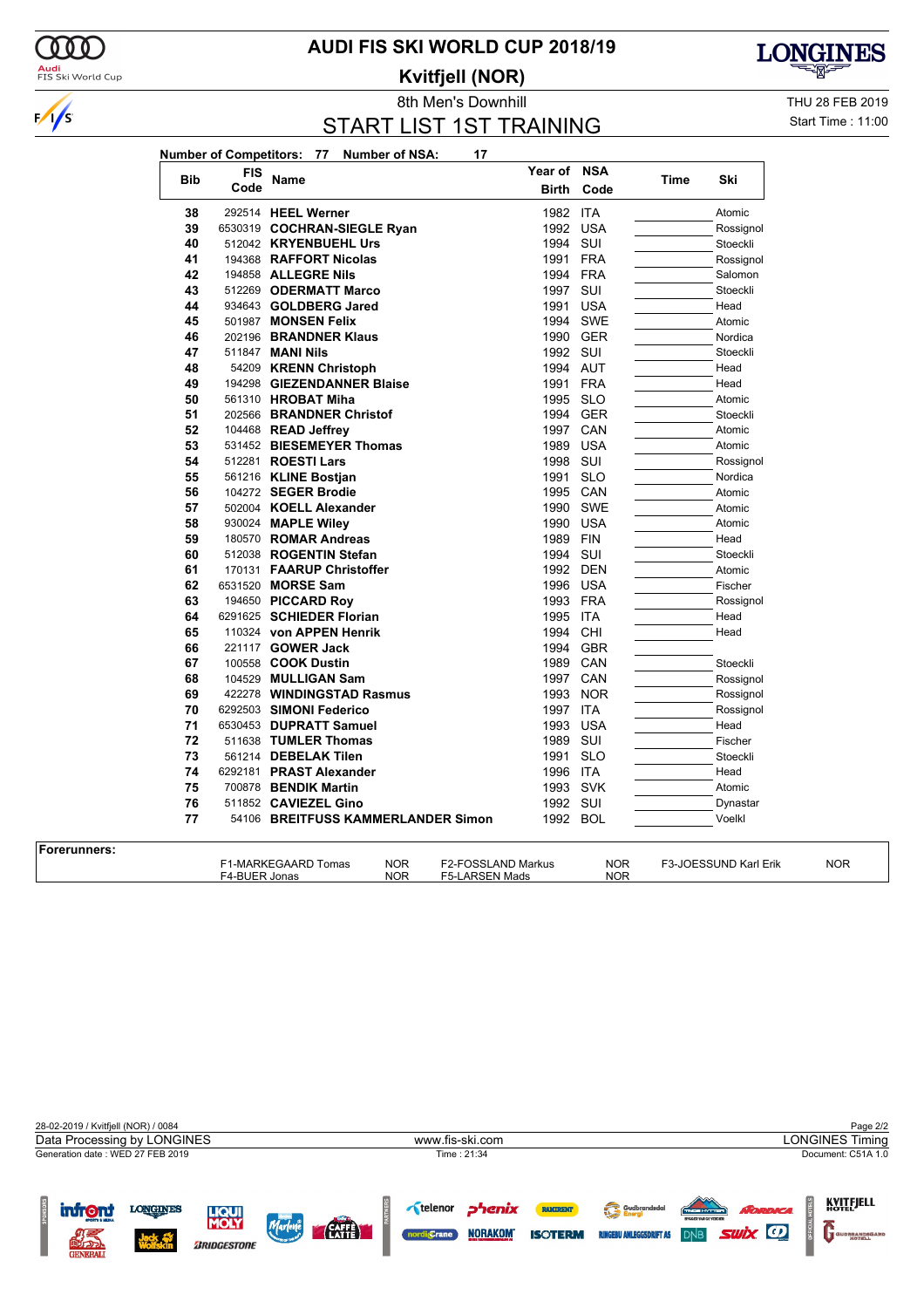# AUDI FIS SKI WORLD CUP 2018/19

## Kvitfjell (NOR)

8th Men's Downhill

THU 28 FEB 2019

## START LIST 1ST TRAINING

Start Time : 11:00

**Number of Competitors: 77 Number of NSA: 17**

| Bib | FIS Code | Name | Year of Birth | NSA Code | Time | Ski |
|---|---|---|---|---|---|---|
| 38 | 292514 | **HEEL Werner** | 1982 | ITA | | Atomic |
| 39 | 6530319 | **COCHRAN-SIEGLE Ryan** | 1992 | USA | | Rossignol |
| 40 | 512042 | **KRYENBUEHL Urs** | 1994 | SUI | | Stoeckli |
| 41 | 194368 | **RAFFORT Nicolas** | 1991 | FRA | | Rossignol |
| 42 | 194858 | **ALLEGRE Nils** | 1994 | FRA | | Salomon |
| 43 | 512269 | **ODERMATT Marco** | 1997 | SUI | | Stoeckli |
| 44 | 934643 | **GOLDBERG Jared** | 1991 | USA | | Head |
| 45 | 501987 | **MONSEN Felix** | 1994 | SWE | | Atomic |
| 46 | 202196 | **BRANDNER Klaus** | 1990 | GER | | Nordica |
| 47 | 511847 | **MANI Nils** | 1992 | SUI | | Stoeckli |
| 48 | 54209 | **KRENN Christoph** | 1994 | AUT | | Head |
| 49 | 194298 | **GIEZENDANNER Blaise** | 1991 | FRA | | Head |
| 50 | 561310 | **HROBAT Miha** | 1995 | SLO | | Atomic |
| 51 | 202566 | **BRANDNER Christof** | 1994 | GER | | Stoeckli |
| 52 | 104468 | **READ Jeffrey** | 1997 | CAN | | Atomic |
| 53 | 531452 | **BIESEMEYER Thomas** | 1989 | USA | | Atomic |
| 54 | 512281 | **ROESTI Lars** | 1998 | SUI | | Rossignol |
| 55 | 561216 | **KLINE Bostjan** | 1991 | SLO | | Nordica |
| 56 | 104272 | **SEGER Brodie** | 1995 | CAN | | Atomic |
| 57 | 502004 | **KOELL Alexander** | 1990 | SWE | | Atomic |
| 58 | 930024 | **MAPLE Wiley** | 1990 | USA | | Atomic |
| 59 | 180570 | **ROMAR Andreas** | 1989 | FIN | | Head |
| 60 | 512038 | **ROGENTIN Stefan** | 1994 | SUI | | Stoeckli |
| 61 | 170131 | **FAARUP Christoffer** | 1992 | DEN | | Atomic |
| 62 | 6531520 | **MORSE Sam** | 1996 | USA | | Fischer |
| 63 | 194650 | **PICCARD Roy** | 1993 | FRA | | Rossignol |
| 64 | 6291625 | **SCHIEDER Florian** | 1995 | ITA | | Head |
| 65 | 110324 | **von APPEN Henrik** | 1994 | CHI | | Head |
| 66 | 221117 | **GOWER Jack** | 1994 | GBR | | |
| 67 | 100558 | **COOK Dustin** | 1989 | CAN | | Stoeckli |
| 68 | 104529 | **MULLIGAN Sam** | 1997 | CAN | | Rossignol |
| 69 | 422278 | **WINDINGSTAD Rasmus** | 1993 | NOR | | Rossignol |
| 70 | 6292503 | **SIMONI Federico** | 1997 | ITA | | Rossignol |
| 71 | 6530453 | **DUPRATT Samuel** | 1993 | USA | | Head |
| 72 | 511638 | **TUMLER Thomas** | 1989 | SUI | | Fischer |
| 73 | 561214 | **DEBELAK Tilen** | 1991 | SLO | | Stoeckli |
| 74 | 6292181 | **PRAST Alexander** | 1996 | ITA | | Head |
| 75 | 700878 | **BENDIK Martin** | 1993 | SVK | | Atomic |
| 76 | 511852 | **CAVIEZEL Gino** | 1992 | SUI | | Dynastar |
| 77 | 54106 | **BREITFUSS KAMMERLANDER Simon** | 1992 | BOL | | Voelkl |

**Forerunners:**

| | | | | | |
|---|---|---|---|---|---|
| F1-MARKEGAARD Tomas | NOR | F2-FOSSLAND Markus | NOR | F3-JOESSUND Karl Erik | NOR |
| F4-BUER Jonas | NOR | F5-LARSEN Mads | NOR | | |

28-02-2019 / Kvitfjell (NOR) / 0084

Data Processing by LONGINES | www.fis-ski.com | LONGINES Timing

Generation date : WED 27 FEB 2019 | Time : 21:34 | Document: C51A 1.0